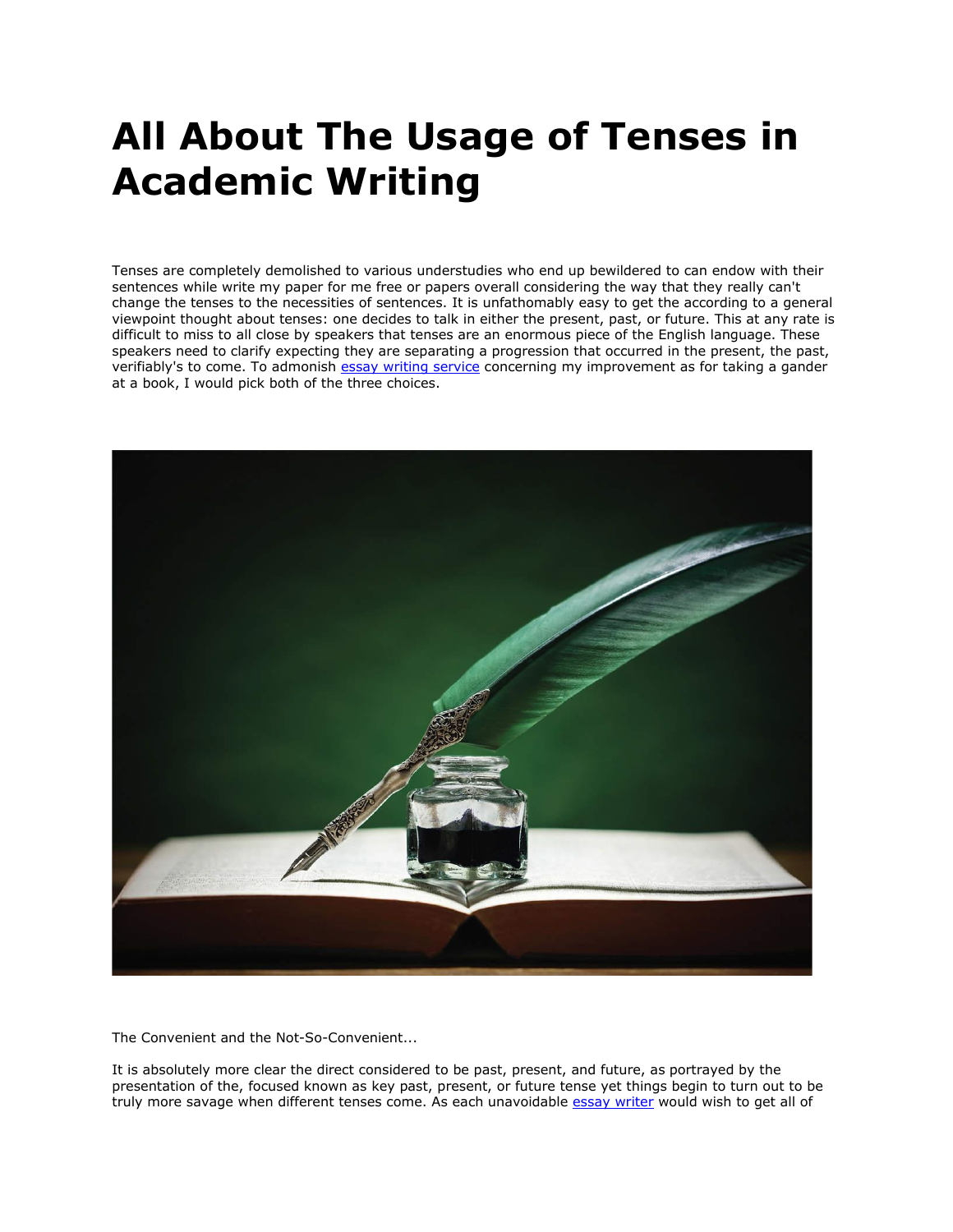# All About The Usage of Tenses in Academic Writing

Tenses are completely demolished to various understudies who end up bewildered to can endow with their sentences while write my paper for me free or papers overall considering the way that they really can't change the tenses to the necessities of sentences. It is unfathomably easy to get the according to a general viewpoint thought about tenses: one decides to talk in either the present, past, or future. This at any rate is difficult to miss to all close by speakers that tenses are an enormous piece of the English language. These speakers need to clarify expecting they are separating a progression that occurred in the present, the past, verifiably's to come. To admonish [essay writing service] concerning my improvement as for taking a gander at a book, I would pick both of the three choices.

The Convenient and the Not-So-Convenient...

It is absolutely more clear the direct considered to be past, present, and future, as portrayed by the presentation of the, focused known as key past, present, or future tense yet things begin to turn out to be truly more savage when different tenses come. As each unavoidable [essay writer] would wish to get all of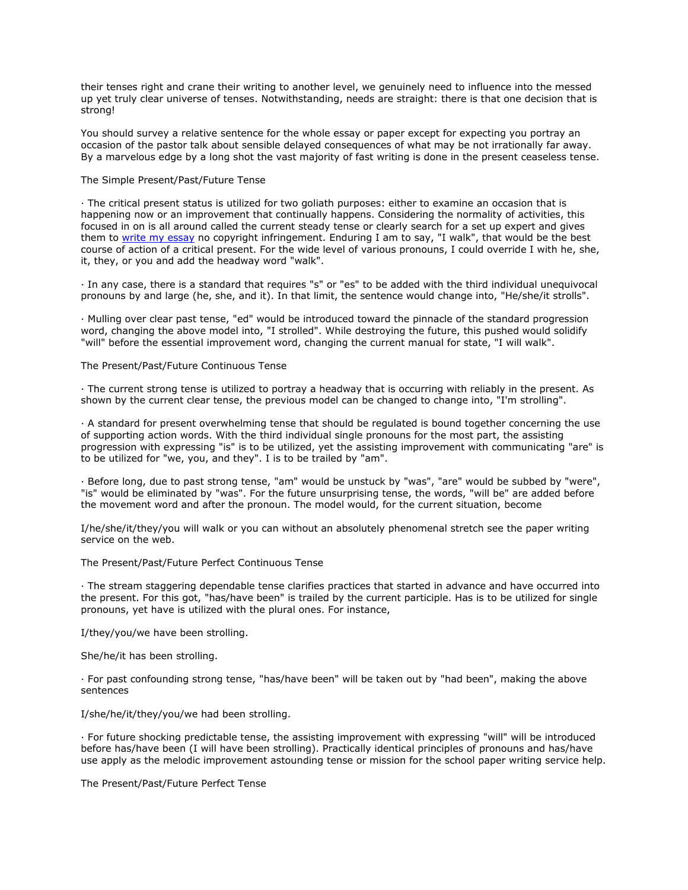their tenses right and crane their writing to another level, we genuinely need to influence into the messed up yet truly clear universe of tenses. Notwithstanding, needs are straight: there is that one decision that is strong!

You should survey a relative sentence for the whole essay or paper except for expecting you portray an occasion of the pastor talk about sensible delayed consequences of what may be not irrationally far away. By a marvelous edge by a long shot the vast majority of fast writing is done in the present ceaseless tense.

The Simple Present/Past/Future Tense

· The critical present status is utilized for two goliath purposes: either to examine an occasion that is happening now or an improvement that continually happens. Considering the normality of activities, this focused in on is all around called the current steady tense or clearly search for a set up expert and gives them to [write my essay] no copyright infringement. Enduring I am to say, "I walk", that would be the best course of action of a critical present. For the wide level of various pronouns, I could override I with he, she, it, they, or you and add the headway word "walk".

· In any case, there is a standard that requires "s" or "es" to be added with the third individual unequivocal pronouns by and large (he, she, and it). In that limit, the sentence would change into, "He/she/it strolls".

· Mulling over clear past tense, "ed" would be introduced toward the pinnacle of the standard progression word, changing the above model into, "I strolled". While destroying the future, this pushed would solidify "will" before the essential improvement word, changing the current manual for state, "I will walk".

The Present/Past/Future Continuous Tense

· The current strong tense is utilized to portray a headway that is occurring with reliably in the present. As shown by the current clear tense, the previous model can be changed to change into, "I'm strolling".

· A standard for present overwhelming tense that should be regulated is bound together concerning the use of supporting action words. With the third individual single pronouns for the most part, the assisting progression with expressing "is" is to be utilized, yet the assisting improvement with communicating "are" is to be utilized for "we, you, and they". I is to be trailed by "am".

· Before long, due to past strong tense, "am" would be unstuck by "was", "are" would be subbed by "were", "is" would be eliminated by "was". For the future unsurprising tense, the words, "will be" are added before the movement word and after the pronoun. The model would, for the current situation, become

I/he/she/it/they/you will walk or you can without an absolutely phenomenal stretch see the paper writing service on the web.

The Present/Past/Future Perfect Continuous Tense

· The stream staggering dependable tense clarifies practices that started in advance and have occurred into the present. For this got, "has/have been" is trailed by the current participle. Has is to be utilized for single pronouns, yet have is utilized with the plural ones. For instance,

I/they/you/we have been strolling.

She/he/it has been strolling.

· For past confounding strong tense, "has/have been" will be taken out by "had been", making the above sentences

I/she/he/it/they/you/we had been strolling.

· For future shocking predictable tense, the assisting improvement with expressing "will" will be introduced before has/have been (I will have been strolling). Practically identical principles of pronouns and has/have use apply as the melodic improvement astounding tense or mission for the school paper writing service help.

The Present/Past/Future Perfect Tense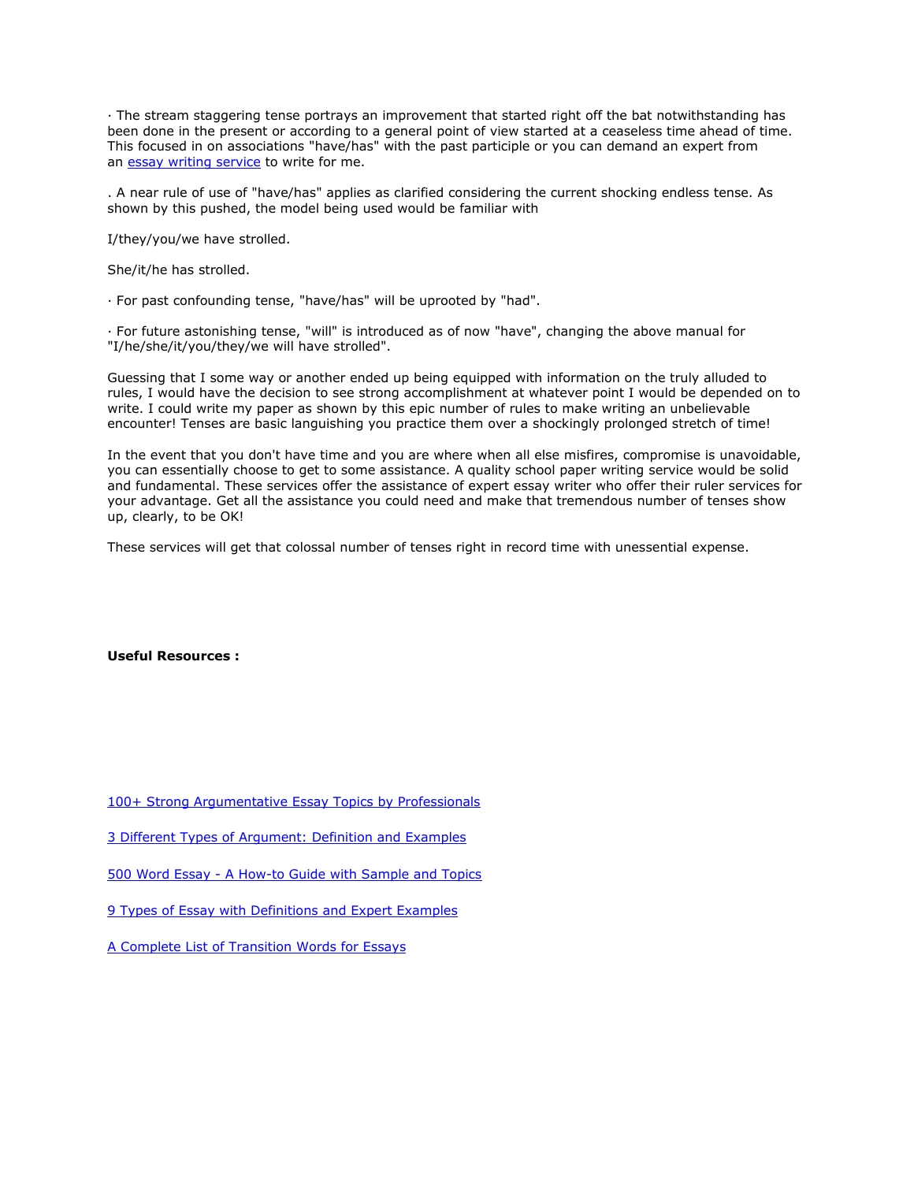· The stream staggering tense portrays an improvement that started right off the bat notwithstanding has been done in the present or according to a general point of view started at a ceaseless time ahead of time. This focused in on associations "have/has" with the past participle or you can demand an expert from an [essay writing service]() to write for me.

. A near rule of use of "have/has" applies as clarified considering the current shocking endless tense. As shown by this pushed, the model being used would be familiar with

I/they/you/we have strolled.

She/it/he has strolled.

· For past confounding tense, "have/has" will be uprooted by "had".

· For future astonishing tense, "will" is introduced as of now "have", changing the above manual for "I/he/she/it/you/they/we will have strolled".

Guessing that I some way or another ended up being equipped with information on the truly alluded to rules, I would have the decision to see strong accomplishment at whatever point I would be depended on to write. I could write my paper as shown by this epic number of rules to make writing an unbelievable encounter! Tenses are basic languishing you practice them over a shockingly prolonged stretch of time!

In the event that you don't have time and you are where when all else misfires, compromise is unavoidable, you can essentially choose to get to some assistance. A quality school paper writing service would be solid and fundamental. These services offer the assistance of expert essay writer who offer their ruler services for your advantage. Get all the assistance you could need and make that tremendous number of tenses show up, clearly, to be OK!

These services will get that colossal number of tenses right in record time with unessential expense.

**Useful Resources :**

[100+ Strong Argumentative Essay Topics by Professionals]()

[3 Different Types of Argument: Definition and Examples]()

[500 Word Essay - A How-to Guide with Sample and Topics]()

[9 Types of Essay with Definitions and Expert Examples]()

[A Complete List of Transition Words for Essays]()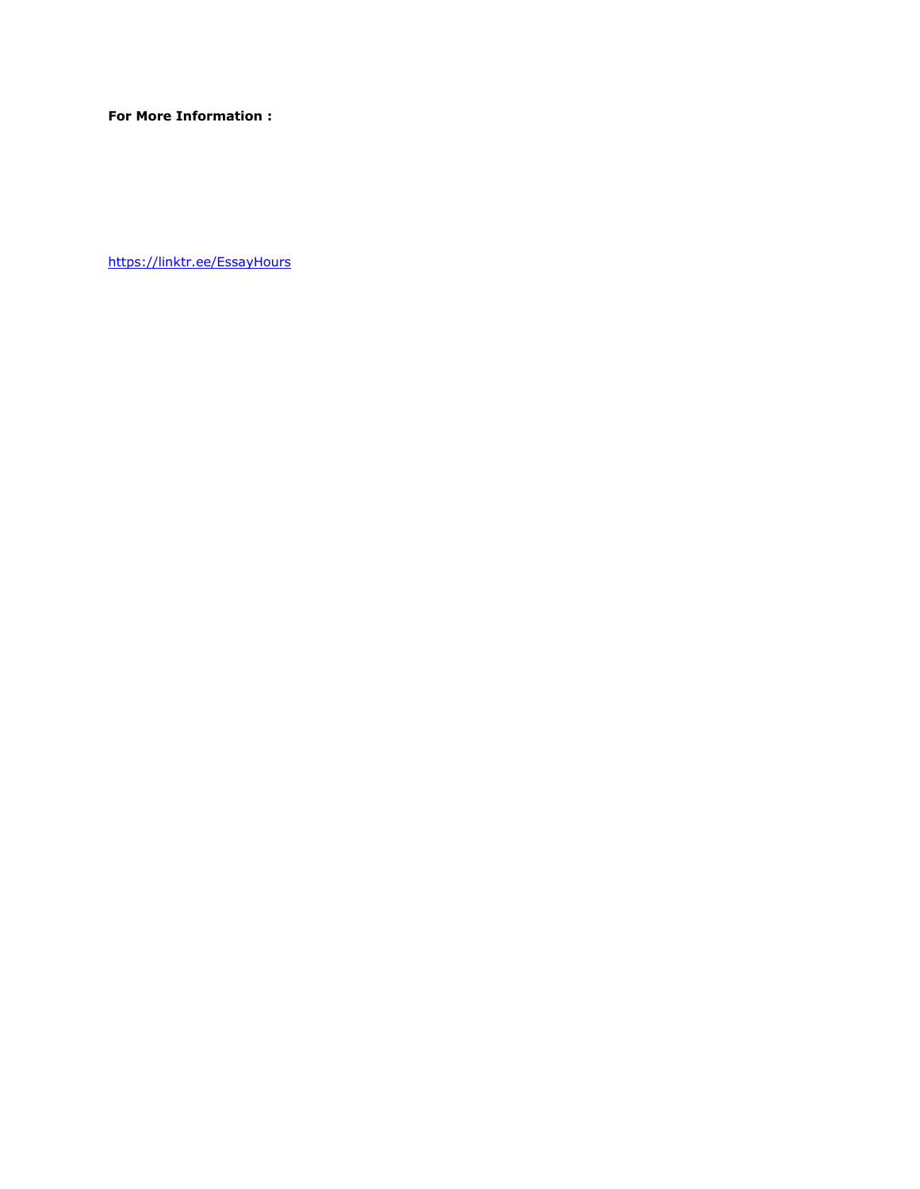**For More Information :**

https://linktr.ee/EssayHours